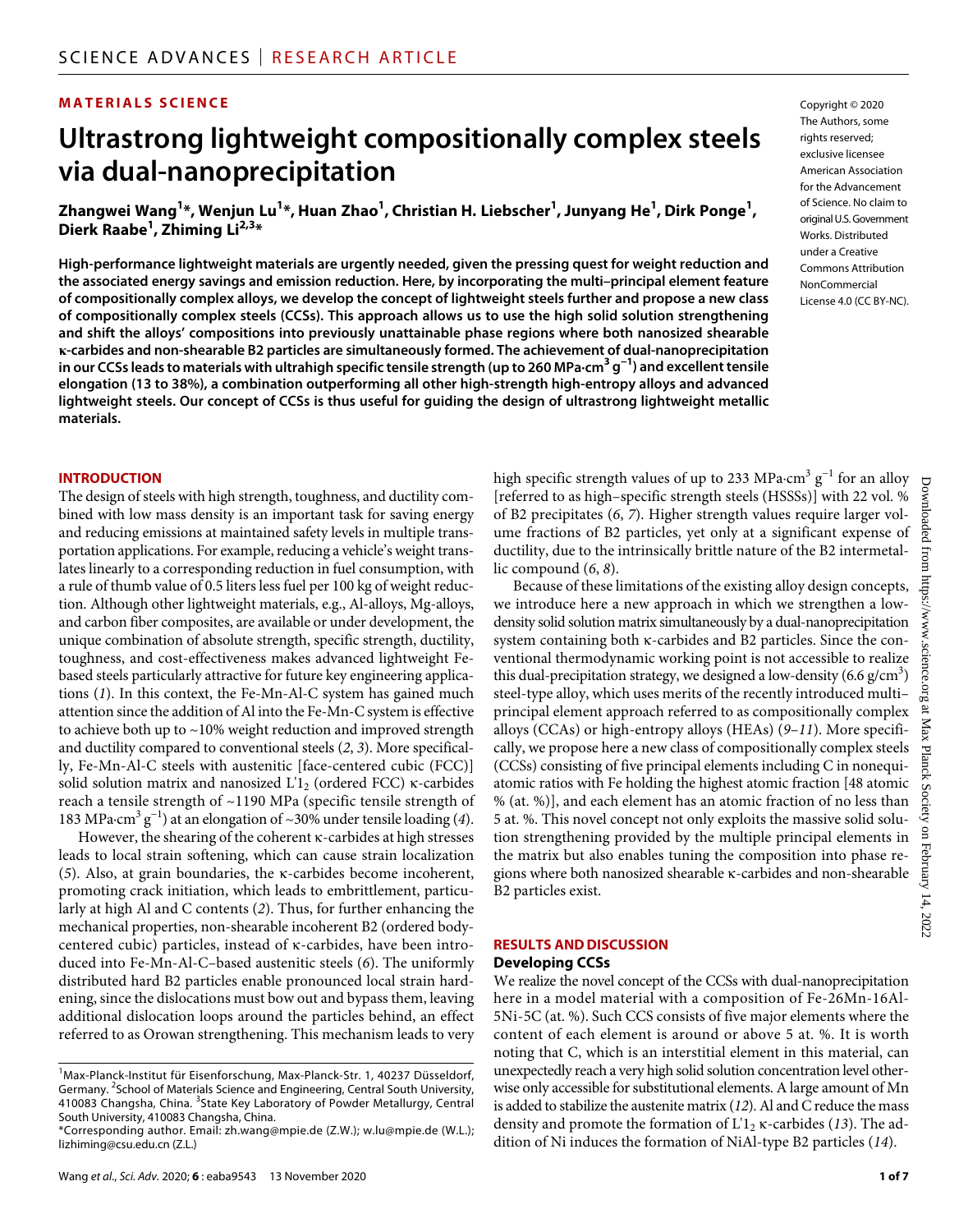**MATERIALS SCIENCE**

# Ultrastrong lightweight compositionally complex steels via dual-nanoprecipitation

**Zhangwei Wang[1]*, Wenjun Lu[1]*, Huan Zhao[1], Christian H. Liebscher[1], Junyang He[1], Dirk Ponge[1], Dierk Raabe[1], Zhiming Li[2,3]***

Copyright © 2020 The Authors, some rights reserved; exclusive licensee American Association for the Advancement of Science. No claim to original U.S. Government Works. Distributed under a Creative Commons Attribution NonCommercial License 4.0 (CC BY-NC).

**High-performance lightweight materials are urgently needed, given the pressing quest for weight reduction and the associated energy savings and emission reduction. Here, by incorporating the multi–principal element feature of compositionally complex alloys, we develop the concept of lightweight steels further and propose a new class of compositionally complex steels (CCSs). This approach allows us to use the high solid solution strengthening and shift the alloys' compositions into previously unattainable phase regions where both nanosized shearable κ-carbides and non-shearable B2 particles are simultaneously formed. The achievement of dual-nanoprecipitation in our CCSs leads to materials with ultrahigh specific tensile strength (up to 260 MPa·cm$^3$ g$^{-1}$) and excellent tensile elongation (13 to 38%), a combination outperforming all other high-strength high-entropy alloys and advanced lightweight steels. Our concept of CCSs is thus useful for guiding the design of ultrastrong lightweight metallic materials.**

## INTRODUCTION

The design of steels with high strength, toughness, and ductility combined with low mass density is an important task for saving energy and reducing emissions at maintained safety levels in multiple transportation applications. For example, reducing a vehicle's weight translates linearly to a corresponding reduction in fuel consumption, with a rule of thumb value of 0.5 liters less fuel per 100 kg of weight reduction. Although other lightweight materials, e.g., Al-alloys, Mg-alloys, and carbon fiber composites, are available or under development, the unique combination of absolute strength, specific strength, ductility, toughness, and cost-effectiveness makes advanced lightweight Fe-based steels particularly attractive for future key engineering applications (*1*). In this context, the Fe-Mn-Al-C system has gained much attention since the addition of Al into the Fe-Mn-C system is effective to achieve both up to ~10% weight reduction and improved strength and ductility compared to conventional steels (*2*, *3*). More specifically, Fe-Mn-Al-C steels with austenitic [face-centered cubic (FCC)] solid solution matrix and nanosized L'1$_2$ (ordered FCC) κ-carbides reach a tensile strength of ~1190 MPa (specific tensile strength of 183 MPa·cm$^3$ g$^{-1}$) at an elongation of ~30% under tensile loading (*4*).

However, the shearing of the coherent κ-carbides at high stresses leads to local strain softening, which can cause strain localization (*5*). Also, at grain boundaries, the κ-carbides become incoherent, promoting crack initiation, which leads to embrittlement, particularly at high Al and C contents (*2*). Thus, for further enhancing the mechanical properties, non-shearable incoherent B2 (ordered body-centered cubic) particles, instead of κ-carbides, have been introduced into Fe-Mn-Al-C–based austenitic steels (*6*). The uniformly distributed hard B2 particles enable pronounced local strain hardening, since the dislocations must bow out and bypass them, leaving additional dislocation loops around the particles behind, an effect referred to as Orowan strengthening. This mechanism leads to very high specific strength values of up to 233 MPa·cm$^3$ g$^{-1}$ for an alloy [referred to as high–specific strength steels (HSSSs)] with 22 vol. % of B2 precipitates (*6*, *7*). Higher strength values require larger volume fractions of B2 particles, yet only at a significant expense of ductility, due to the intrinsically brittle nature of the B2 intermetallic compound (*6*, *8*).

Because of these limitations of the existing alloy design concepts, we introduce here a new approach in which we strengthen a low-density solid solution matrix simultaneously by a dual-nanoprecipitation system containing both κ-carbides and B2 particles. Since the conventional thermodynamic working point is not accessible to realize this dual-precipitation strategy, we designed a low-density (6.6 g/cm$^3$) steel-type alloy, which uses merits of the recently introduced multi–principal element approach referred to as compositionally complex alloys (CCAs) or high-entropy alloys (HEAs) (*9*–*11*). More specifically, we propose here a new class of compositionally complex steels (CCSs) consisting of five principal elements including C in nonequiatomic ratios with Fe holding the highest atomic fraction [48 atomic % (at. %)], and each element has an atomic fraction of no less than 5 at. %. This novel concept not only exploits the massive solid solution strengthening provided by the multiple principal elements in the matrix but also enables tuning the composition into phase regions where both nanosized shearable κ-carbides and non-shearable B2 particles exist.

## RESULTS AND DISCUSSION

### Developing CCSs

We realize the novel concept of the CCSs with dual-nanoprecipitation here in a model material with a composition of Fe-26Mn-16Al-5Ni-5C (at. %). Such CCS consists of five major elements where the content of each element is around or above 5 at. %. It is worth noting that C, which is an interstitial element in this material, can unexpectedly reach a very high solid solution concentration level otherwise only accessible for substitutional elements. A large amount of Mn is added to stabilize the austenite matrix (*12*). Al and C reduce the mass density and promote the formation of L'1$_2$ κ-carbides (*13*). The addition of Ni induces the formation of NiAl-type B2 particles (*14*).

---

[1]Max-Planck-Institut für Eisenforschung, Max-Planck-Str. 1, 40237 Düsseldorf, Germany. [2]School of Materials Science and Engineering, Central South University, 410083 Changsha, China. [3]State Key Laboratory of Powder Metallurgy, Central South University, 410083 Changsha, China.

*Corresponding author. Email: zh.wang@mpie.de (Z.W.); w.lu@mpie.de (W.L.); lizhiming@csu.edu.cn (Z.L.)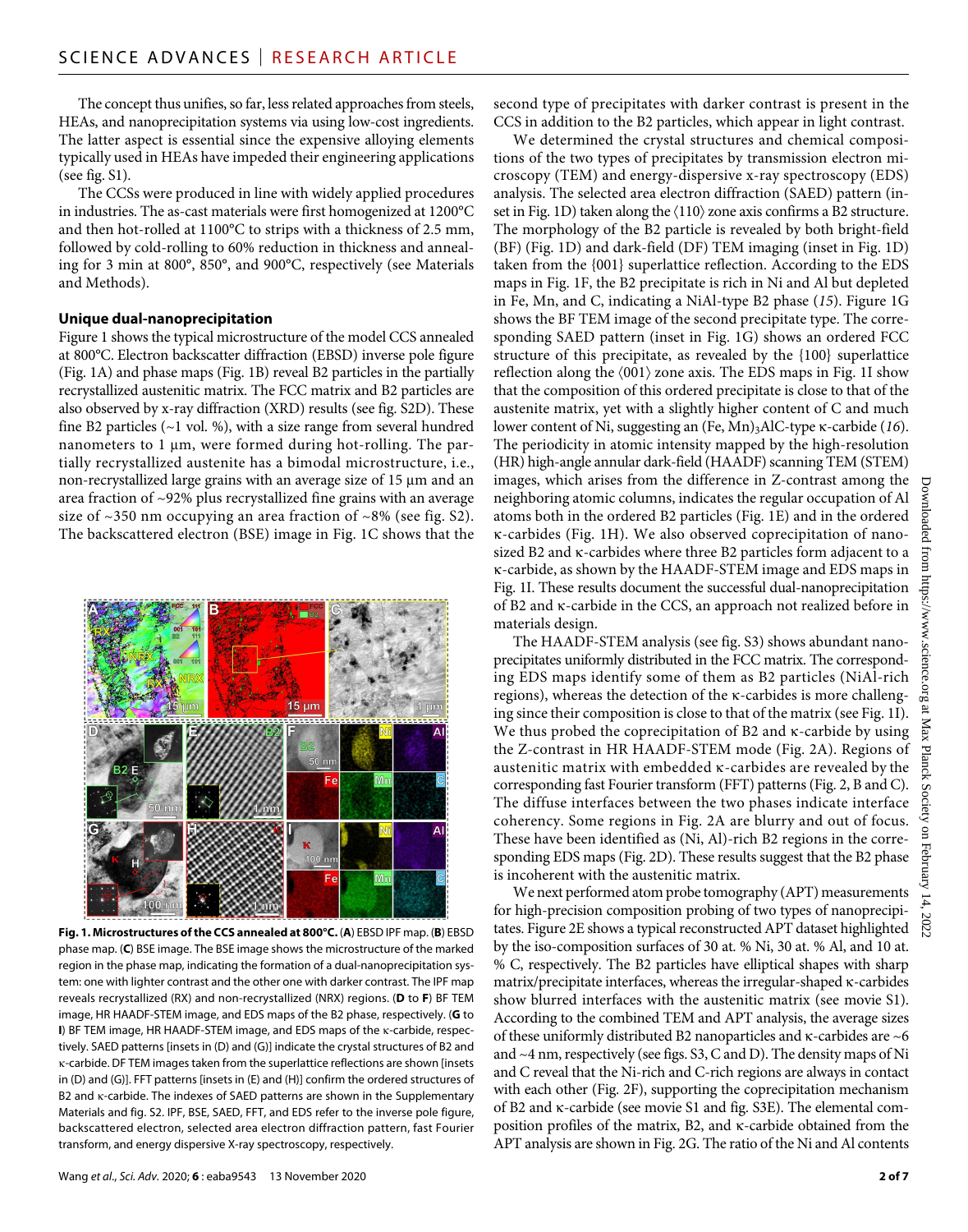The concept thus unifies, so far, less related approaches from steels, HEAs, and nanoprecipitation systems via using low-cost ingredients. The latter aspect is essential since the expensive alloying elements typically used in HEAs have impeded their engineering applications (see fig. S1).

The CCSs were produced in line with widely applied procedures in industries. The as-cast materials were first homogenized at 1200°C and then hot-rolled at 1100°C to strips with a thickness of 2.5 mm, followed by cold-rolling to 60% reduction in thickness and annealing for 3 min at 800°, 850°, and 900°C, respectively (see Materials and Methods).

### Unique dual-nanoprecipitation

Figure 1 shows the typical microstructure of the model CCS annealed at 800°C. Electron backscatter diffraction (EBSD) inverse pole figure (Fig. 1A) and phase maps (Fig. 1B) reveal B2 particles in the partially recrystallized austenitic matrix. The FCC matrix and B2 particles are also observed by x-ray diffraction (XRD) results (see fig. S2D). These fine B2 particles (~1 vol. %), with a size range from several hundred nanometers to 1 μm, were formed during hot-rolling. The partially recrystallized austenite has a bimodal microstructure, i.e., non-recrystallized large grains with an average size of 15 μm and an area fraction of ~92% plus recrystallized fine grains with an average size of ~350 nm occupying an area fraction of ~8% (see fig. S2). The backscattered electron (BSE) image in Fig. 1C shows that the second type of precipitates with darker contrast is present in the CCS in addition to the B2 particles, which appear in light contrast.

**Fig. 1. Microstructures of the CCS annealed at 800°C.** (**A**) EBSD IPF map. (**B**) EBSD phase map. (**C**) BSE image. The BSE image shows the microstructure of the marked region in the phase map, indicating the formation of a dual-nanoprecipitation system: one with lighter contrast and the other one with darker contrast. The IPF map reveals recrystallized (RX) and non-recrystallized (NRX) regions. (**D** to **F**) BF TEM image, HR HAADF-STEM image, and EDS maps of the B2 phase, respectively. (**G** to **I**) BF TEM image, HR HAADF-STEM image, and EDS maps of the κ-carbide, respectively. SAED patterns [insets in (D) and (G)] indicate the crystal structures of B2 and κ-carbide. DF TEM images taken from the superlattice reflections are shown [insets in (D) and (G)]. FFT patterns [insets in (E) and (H)] confirm the ordered structures of B2 and κ-carbide. The indexes of SAED patterns are shown in the Supplementary Materials and fig. S2. IPF, BSE, SAED, FFT, and EDS refer to the inverse pole figure, backscattered electron, selected area electron diffraction pattern, fast Fourier transform, and energy dispersive X-ray spectroscopy, respectively.

We determined the crystal structures and chemical compositions of the two types of precipitates by transmission electron microscopy (TEM) and energy-dispersive x-ray spectroscopy (EDS) analysis. The selected area electron diffraction (SAED) pattern (inset in Fig. 1D) taken along the ⟨110⟩ zone axis confirms a B2 structure. The morphology of the B2 particle is revealed by both bright-field (BF) (Fig. 1D) and dark-field (DF) TEM imaging (inset in Fig. 1D) taken from the {001} superlattice reflection. According to the EDS maps in Fig. 1F, the B2 precipitate is rich in Ni and Al but depleted in Fe, Mn, and C, indicating a NiAl-type B2 phase (*15*). Figure 1G shows the BF TEM image of the second precipitate type. The corresponding SAED pattern (inset in Fig. 1G) shows an ordered FCC structure of this precipitate, as revealed by the {100} superlattice reflection along the ⟨001⟩ zone axis. The EDS maps in Fig. 1I show that the composition of this ordered precipitate is close to that of the austenite matrix, yet with a slightly higher content of C and much lower content of Ni, suggesting an $(Fe, Mn)_3AlC$-type κ-carbide (*16*). The periodicity in atomic intensity mapped by the high-resolution (HR) high-angle annular dark-field (HAADF) scanning TEM (STEM) images, which arises from the difference in Z-contrast among the neighboring atomic columns, indicates the regular occupation of Al atoms both in the ordered B2 particles (Fig. 1E) and in the ordered κ-carbides (Fig. 1H). We also observed coprecipitation of nanosized B2 and κ-carbides where three B2 particles form adjacent to a κ-carbide, as shown by the HAADF-STEM image and EDS maps in Fig. 1I. These results document the successful dual-nanoprecipitation of B2 and κ-carbide in the CCS, an approach not realized before in materials design.

The HAADF-STEM analysis (see fig. S3) shows abundant nanoprecipitates uniformly distributed in the FCC matrix. The corresponding EDS maps identify some of them as B2 particles (NiAl-rich regions), whereas the detection of the κ-carbides is more challenging since their composition is close to that of the matrix (see Fig. 1I). We thus probed the coprecipitation of B2 and κ-carbide by using the Z-contrast in HR HAADF-STEM mode (Fig. 2A). Regions of austenitic matrix with embedded κ-carbides are revealed by the corresponding fast Fourier transform (FFT) patterns (Fig. 2, B and C). The diffuse interfaces between the two phases indicate interface coherency. Some regions in Fig. 2A are blurry and out of focus. These have been identified as (Ni, Al)-rich B2 regions in the corresponding EDS maps (Fig. 2D). These results suggest that the B2 phase is incoherent with the austenitic matrix.

We next performed atom probe tomography (APT) measurements for high-precision composition probing of two types of nanoprecipitates. Figure 2E shows a typical reconstructed APT dataset highlighted by the iso-composition surfaces of 30 at. % Ni, 30 at. % Al, and 10 at. % C, respectively. The B2 particles have elliptical shapes with sharp matrix/precipitate interfaces, whereas the irregular-shaped κ-carbides show blurred interfaces with the austenitic matrix (see movie S1). According to the combined TEM and APT analysis, the average sizes of these uniformly distributed B2 nanoparticles and κ-carbides are ~6 and ~4 nm, respectively (see figs. S3, C and D). The density maps of Ni and C reveal that the Ni-rich and C-rich regions are always in contact with each other (Fig. 2F), supporting the coprecipitation mechanism of B2 and κ-carbide (see movie S1 and fig. S3E). The elemental composition profiles of the matrix, B2, and κ-carbide obtained from the APT analysis are shown in Fig. 2G. The ratio of the Ni and Al contents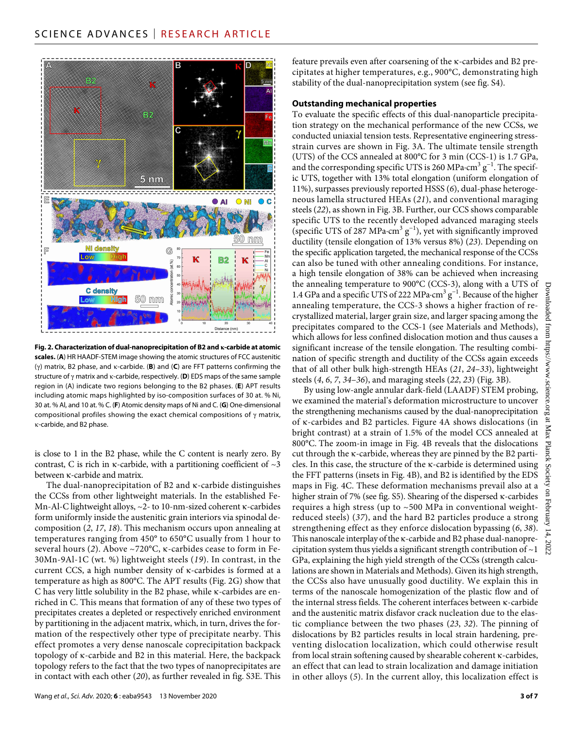A
B2
κ
κ
B2
γ
5 nm
B
κ
C
γ
D
Ni
5 nm
Al
Fe
Mn
C
E
● Al ● Ni ● C
50 nm
F
Ni density
Low High
C density
Low High
50 nm
G
κ B2 κ γ
Fe
Mn
Al
C
Ni
Atomic concentration (at.%)
Distance (nm)

**Fig. 2. Characterization of dual-nanoprecipitation of B2 and κ-carbide at atomic scales.** (**A**) HR HAADF-STEM image showing the atomic structures of FCC austenitic (γ) matrix, B2 phase, and κ-carbide. (**B**) and (**C**) are FFT patterns confirming the structure of γ matrix and κ-carbide, respectively. (**D**) EDS maps of the same sample region in (A) indicate two regions belonging to the B2 phases. (**E**) APT results including atomic maps highlighted by iso-composition surfaces of 30 at. % Ni, 30 at. % Al, and 10 at. % C. (**F**) Atomic density maps of Ni and C. (**G**) One-dimensional compositional profiles showing the exact chemical compositions of γ matrix, κ-carbide, and B2 phase.

is close to 1 in the B2 phase, while the C content is nearly zero. By contrast, C is rich in κ-carbide, with a partitioning coefficient of ~3 between κ-carbide and matrix.

The dual-nanoprecipitation of B2 and κ-carbide distinguishes the CCSs from other lightweight materials. In the established Fe-Mn-Al-C lightweight alloys, ~2- to 10-nm-sized coherent κ-carbides form uniformly inside the austenitic grain interiors via spinodal decomposition (*2*, *17*, *18*). This mechanism occurs upon annealing at temperatures ranging from 450° to 650°C usually from 1 hour to several hours (*2*). Above ~720°C, κ-carbides cease to form in Fe-30Mn-9Al-1C (wt. %) lightweight steels (*19*). In contrast, in the current CCS, a high number density of κ-carbides is formed at a temperature as high as 800°C. The APT results (Fig. 2G) show that C has very little solubility in the B2 phase, while κ-carbides are enriched in C. This means that formation of any of these two types of precipitates creates a depleted or respectively enriched environment by partitioning in the adjacent matrix, which, in turn, drives the formation of the respectively other type of precipitate nearby. This effect promotes a very dense nanoscale coprecipitation backpack topology of κ-carbide and B2 in this material. Here, the backpack topology refers to the fact that the two types of nanoprecipitates are in contact with each other (*20*), as further revealed in fig. S3E. This feature prevails even after coarsening of the κ-carbides and B2 precipitates at higher temperatures, e.g., 900°C, demonstrating high stability of the dual-nanoprecipitation system (see fig. S4).

### Outstanding mechanical properties

To evaluate the specific effects of this dual-nanoparticle precipitation strategy on the mechanical performance of the new CCSs, we conducted uniaxial tension tests. Representative engineering stress-strain curves are shown in Fig. 3A. The ultimate tensile strength (UTS) of the CCS annealed at 800°C for 3 min (CCS-1) is 1.7 GPa, and the corresponding specific UTS is 260 MPa·cm$^3$ g$^{-1}$. The specific UTS, together with 13% total elongation (uniform elongation of 11%), surpasses previously reported HSSS (*6*), dual-phase heterogeneous lamella structured HEAs (*21*), and conventional maraging steels (*22*), as shown in Fig. 3B. Further, our CCS shows comparable specific UTS to the recently developed advanced maraging steels (specific UTS of 287 MPa·cm$^3$ g$^{-1}$), yet with significantly improved ductility (tensile elongation of 13% versus 8%) (*23*). Depending on the specific application targeted, the mechanical response of the CCSs can also be tuned with other annealing conditions. For instance, a high tensile elongation of 38% can be achieved when increasing the annealing temperature to 900°C (CCS-3), along with a UTS of 1.4 GPa and a specific UTS of 222 MPa·cm$^3$ g$^{-1}$. Because of the higher annealing temperature, the CCS-3 shows a higher fraction of recrystallized material, larger grain size, and larger spacing among the precipitates compared to the CCS-1 (see Materials and Methods), which allows for less confined dislocation motion and thus causes a significant increase of the tensile elongation. The resulting combination of specific strength and ductility of the CCSs again exceeds that of all other bulk high-strength HEAs (*21*, *24*–*33*), lightweight steels (*4*, *6*, *7*, *34*–*36*), and maraging steels (*22*, *23*) (Fig. 3B).

By using low-angle annular dark-field (LAADF) STEM probing, we examined the material's deformation microstructure to uncover the strengthening mechanisms caused by the dual-nanoprecipitation of κ-carbides and B2 particles. Figure 4A shows dislocations (in bright contrast) at a strain of 1.5% of the model CCS annealed at 800°C. The zoom-in image in Fig. 4B reveals that the dislocations cut through the κ-carbide, whereas they are pinned by the B2 particles. In this case, the structure of the κ-carbide is determined using the FFT patterns (insets in Fig. 4B), and B2 is identified by the EDS maps in Fig. 4C. These deformation mechanisms prevail also at a higher strain of 7% (see fig. S5). Shearing of the dispersed κ-carbides requires a high stress (up to ~500 MPa in conventional weight-reduced steels) (*37*), and the hard B2 particles produce a strong strengthening effect as they enforce dislocation bypassing (*6*, *38*). This nanoscale interplay of the κ-carbide and B2 phase dual-nanoprecipitation system thus yields a significant strength contribution of ~1 GPa, explaining the high yield strength of the CCSs (strength calculations are shown in Materials and Methods). Given its high strength, the CCSs also have unusually good ductility. We explain this in terms of the nanoscale homogenization of the plastic flow and of the internal stress fields. The coherent interfaces between κ-carbide and the austenitic matrix disfavor crack nucleation due to the elastic compliance between the two phases (*23*, *32*). The pinning of dislocations by B2 particles results in local strain hardening, preventing dislocation localization, which could otherwise result from local strain softening caused by shearable coherent κ-carbides, an effect that can lead to strain localization and damage initiation in other alloys (*5*). In the current alloy, this localization effect is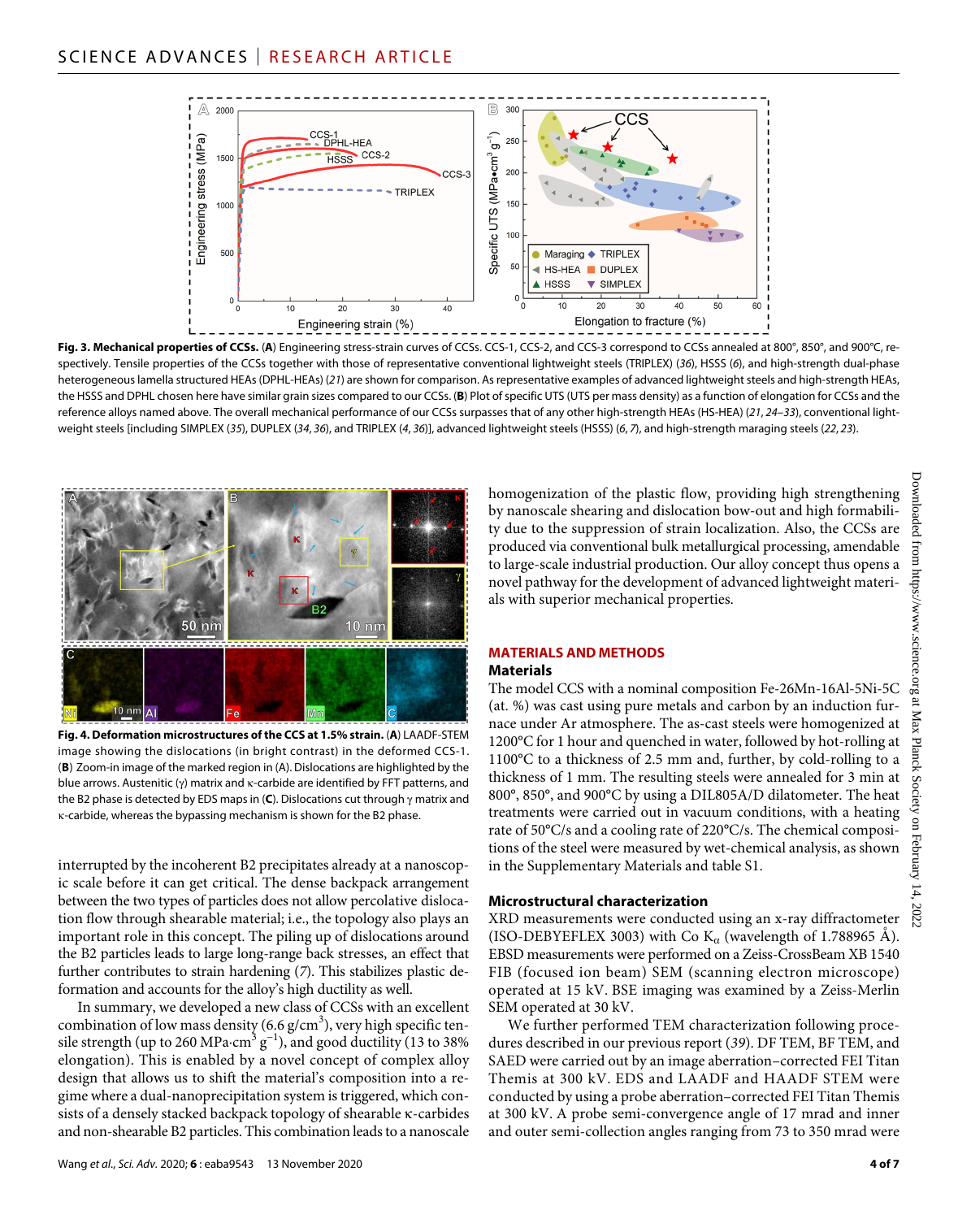**Fig. 3. Mechanical properties of CCSs.** (**A**) Engineering stress-strain curves of CCSs. CCS-1, CCS-2, and CCS-3 correspond to CCSs annealed at 800°, 850°, and 900°C, respectively. Tensile properties of the CCSs together with those of representative conventional lightweight steels (TRIPLEX) (*36*), HSSS (*6*), and high-strength dual-phase heterogeneous lamella structured HEAs (DPHL-HEAs) (*21*) are shown for comparison. As representative examples of advanced lightweight steels and high-strength HEAs, the HSSS and DPHL chosen here have similar grain sizes compared to our CCSs. (**B**) Plot of specific UTS (UTS per mass density) as a function of elongation for CCSs and the reference alloys named above. The overall mechanical performance of our CCSs surpasses that of any other high-strength HEAs (HS-HEA) (*21*, *24*–*33*), conventional lightweight steels [including SIMPLEX (*35*), DUPLEX (*34*, *36*), and TRIPLEX (*4*, *36*)], advanced lightweight steels (HSSS) (*6*, *7*), and high-strength maraging steels (*22*, *23*).

**Fig. 4. Deformation microstructures of the CCS at 1.5% strain.** (**A**) LAADF-STEM image showing the dislocations (in bright contrast) in the deformed CCS-1. (**B**) Zoom-in image of the marked region in (A). Dislocations are highlighted by the blue arrows. Austenitic (γ) matrix and κ-carbide are identified by FFT patterns, and the B2 phase is detected by EDS maps in (**C**). Dislocations cut through γ matrix and κ-carbide, whereas the bypassing mechanism is shown for the B2 phase.

interrupted by the incoherent B2 precipitates already at a nanoscopic scale before it can get critical. The dense backpack arrangement between the two types of particles does not allow percolative dislocation flow through shearable material; i.e., the topology also plays an important role in this concept. The piling up of dislocations around the B2 particles leads to large long-range back stresses, an effect that further contributes to strain hardening (*7*). This stabilizes plastic deformation and accounts for the alloy's high ductility as well.

In summary, we developed a new class of CCSs with an excellent combination of low mass density (6.6 g/cm$^3$), very high specific tensile strength (up to 260 MPa·cm$^3$ g$^{-1}$), and good ductility (13 to 38% elongation). This is enabled by a novel concept of complex alloy design that allows us to shift the material's composition into a regime where a dual-nanoprecipitation system is triggered, which consists of a densely stacked backpack topology of shearable κ-carbides and non-shearable B2 particles. This combination leads to a nanoscale homogenization of the plastic flow, providing high strengthening by nanoscale shearing and dislocation bow-out and high formability due to the suppression of strain localization. Also, the CCSs are produced via conventional bulk metallurgical processing, amendable to large-scale industrial production. Our alloy concept thus opens a novel pathway for the development of advanced lightweight materials with superior mechanical properties.

## MATERIALS AND METHODS

### Materials

The model CCS with a nominal composition Fe-26Mn-16Al-5Ni-5C (at. %) was cast using pure metals and carbon by an induction furnace under Ar atmosphere. The as-cast steels were homogenized at 1200°C for 1 hour and quenched in water, followed by hot-rolling at 1100°C to a thickness of 2.5 mm and, further, by cold-rolling to a thickness of 1 mm. The resulting steels were annealed for 3 min at 800°, 850°, and 900°C by using a DIL805A/D dilatometer. The heat treatments were carried out in vacuum conditions, with a heating rate of 50°C/s and a cooling rate of 220°C/s. The chemical compositions of the steel were measured by wet-chemical analysis, as shown in the Supplementary Materials and table S1.

### Microstructural characterization

XRD measurements were conducted using an x-ray diffractometer (ISO-DEBYEFLEX 3003) with Co $K_\alpha$ (wavelength of 1.788965 Å). EBSD measurements were performed on a Zeiss-CrossBeam XB 1540 FIB (focused ion beam) SEM (scanning electron microscope) operated at 15 kV. BSE imaging was examined by a Zeiss-Merlin SEM operated at 30 kV.

We further performed TEM characterization following procedures described in our previous report (*39*). DF TEM, BF TEM, and SAED were carried out by an image aberration–corrected FEI Titan Themis at 300 kV. EDS and LAADF and HAADF STEM were conducted by using a probe aberration–corrected FEI Titan Themis at 300 kV. A probe semi-convergence angle of 17 mrad and inner and outer semi-collection angles ranging from 73 to 350 mrad were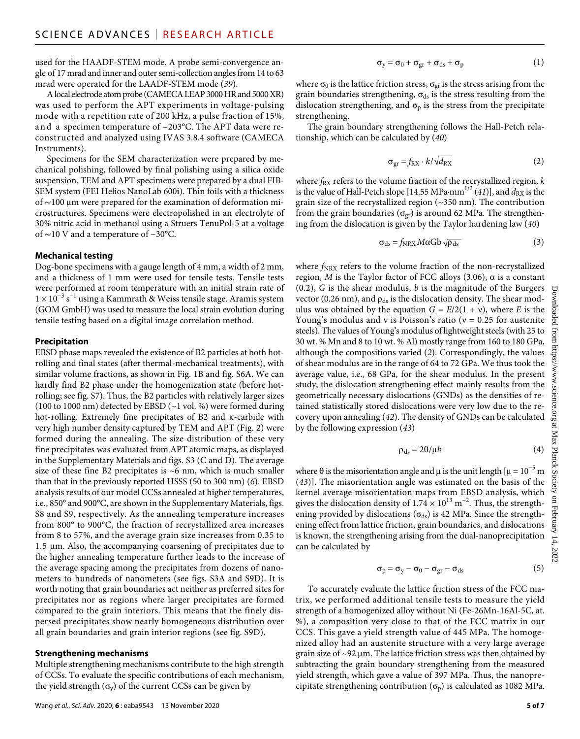used for the HAADF-STEM mode. A probe semi-convergence angle of 17 mrad and inner and outer semi-collection angles from 14 to 63 mrad were operated for the LAADF-STEM mode ([39]).

A local electrode atom probe (CAMECA LEAP 3000 HR and 5000 XR) was used to perform the APT experiments in voltage-pulsing mode with a repetition rate of 200 kHz, a pulse fraction of 15%, and a specimen temperature of −203°C. The APT data were reconstructed and analyzed using IVAS 3.8.4 software (CAMECA Instruments).

Specimens for the SEM characterization were prepared by mechanical polishing, followed by final polishing using a silica oxide suspension. TEM and APT specimens were prepared by a dual FIB-SEM system (FEI Helios NanoLab 600i). Thin foils with a thickness of ~100 μm were prepared for the examination of deformation microstructures. Specimens were electropolished in an electrolyte of 30% nitric acid in methanol using a Struers TenuPol-5 at a voltage of ~10 V and a temperature of −30°C.

### Mechanical testing

Dog-bone specimens with a gauge length of 4 mm, a width of 2 mm, and a thickness of 1 mm were used for tensile tests. Tensile tests were performed at room temperature with an initial strain rate of $1 \times 10^{-3}$ s$^{-1}$ using a Kammrath & Weiss tensile stage. Aramis system (GOM GmbH) was used to measure the local strain evolution during tensile testing based on a digital image correlation method.

### Precipitation

EBSD phase maps revealed the existence of B2 particles at both hot-rolling and final states (after thermal-mechanical treatments), with similar volume fractions, as shown in Fig. 1B and fig. S6A. We can hardly find B2 phase under the homogenization state (before hot-rolling; see fig. S7). Thus, the B2 particles with relatively larger sizes (100 to 1000 nm) detected by EBSD (~1 vol. %) were formed during hot-rolling. Extremely fine precipitates of B2 and κ-carbide with very high number density captured by TEM and APT (Fig. 2) were formed during the annealing. The size distribution of these very fine precipitates was evaluated from APT atomic maps, as displayed in the Supplementary Materials and figs. S3 (C and D). The average size of these fine B2 precipitates is ~6 nm, which is much smaller than that in the previously reported HSSS (50 to 300 nm) ([6]). EBSD analysis results of our model CCSs annealed at higher temperatures, i.e., 850° and 900°C, are shown in the Supplementary Materials, figs. S8 and S9, respectively. As the annealing temperature increases from 800° to 900°C, the fraction of recrystallized area increases from 8 to 57%, and the average grain size increases from 0.35 to 1.5 μm. Also, the accompanying coarsening of precipitates due to the higher annealing temperature further leads to the increase of the average spacing among the precipitates from dozens of nanometers to hundreds of nanometers (see figs. S3A and S9D). It is worth noting that grain boundaries act neither as preferred sites for precipitates nor as regions where larger precipitates are formed compared to the grain interiors. This means that the finely dispersed precipitates show nearly homogeneous distribution over all grain boundaries and grain interior regions (see fig. S9D).

### Strengthening mechanisms

Multiple strengthening mechanisms contribute to the high strength of CCSs. To evaluate the specific contributions of each mechanism, the yield strength ($\sigma_y$) of the current CCSs can be given by

$$\sigma_y = \sigma_0 + \sigma_{gr} + \sigma_{ds} + \sigma_p \tag{1}$$

where $\sigma_0$ is the lattice friction stress, $\sigma_{gr}$ is the stress arising from the grain boundaries strengthening, $\sigma_{ds}$ is the stress resulting from the dislocation strengthening, and $\sigma_p$ is the stress from the precipitate strengthening.

The grain boundary strengthening follows the Hall-Petch relationship, which can be calculated by ([40])

$$\sigma_{gr} = f_{RX} \cdot k / \sqrt{d_{RX}} \tag{2}$$

where $f_{RX}$ refers to the volume fraction of the recrystallized region, $k$ is the value of Hall-Petch slope [14.55 MPa·mm$^{1/2}$ ([41])], and $d_{RX}$ is the grain size of the recrystallized region (~350 nm). The contribution from the grain boundaries ($\sigma_{gr}$) is around 62 MPa. The strengthening from the dislocation is given by the Taylor hardening law ([40])

$$\sigma_{ds} = f_{NRX} M \alpha G b \sqrt{\rho_{ds}} \tag{3}$$

where $f_{NRX}$ refers to the volume fraction of the non-recrystallized region, $M$ is the Taylor factor of FCC alloys (3.06), $\alpha$ is a constant (0.2), $G$ is the shear modulus, $b$ is the magnitude of the Burgers vector (0.26 nm), and $\rho_{ds}$ is the dislocation density. The shear modulus was obtained by the equation $G = E/2(1 + \nu)$, where $E$ is the Young's modulus and $\nu$ is Poisson's ratio ($\nu = 0.25$ for austenite steels). The values of Young's modulus of lightweight steels (with 25 to 30 wt. % Mn and 8 to 10 wt. % Al) mostly range from 160 to 180 GPa, although the compositions varied ([2]). Correspondingly, the values of shear modulus are in the range of 64 to 72 GPa. We thus took the average value, i.e., 68 GPa, for the shear modulus. In the present study, the dislocation strengthening effect mainly results from the geometrically necessary dislocations (GNDs) as the densities of retained statistically stored dislocations were very low due to the recovery upon annealing ([42]). The density of GNDs can be calculated by the following expression ([43])

$$\rho_{ds} = 2\theta / \mu b \tag{4}$$

where $\theta$ is the misorientation angle and $\mu$ is the unit length [$\mu = 10^{-5}$ m ([43])]. The misorientation angle was estimated on the basis of the kernel average misorientation maps from EBSD analysis, which gives the dislocation density of $1.74 \times 10^{13}$ m$^{-2}$. Thus, the strengthening provided by dislocations ($\sigma_{ds}$) is 42 MPa. Since the strengthening effect from lattice friction, grain boundaries, and dislocations is known, the strengthening arising from the dual-nanoprecipitation can be calculated by

$$\sigma_p = \sigma_y - \sigma_0 - \sigma_{gr} - \sigma_{ds} \tag{5}$$

To accurately evaluate the lattice friction stress of the FCC matrix, we performed additional tensile tests to measure the yield strength of a homogenized alloy without Ni (Fe-26Mn-16Al-5C, at. %), a composition very close to that of the FCC matrix in our CCS. This gave a yield strength value of 445 MPa. The homogenized alloy had an austenite structure with a very large average grain size of ~92 μm. The lattice friction stress was then obtained by subtracting the grain boundary strengthening from the measured yield strength, which gave a value of 397 MPa. Thus, the nanoprecipitate strengthening contribution ($\sigma_p$) is calculated as 1082 MPa.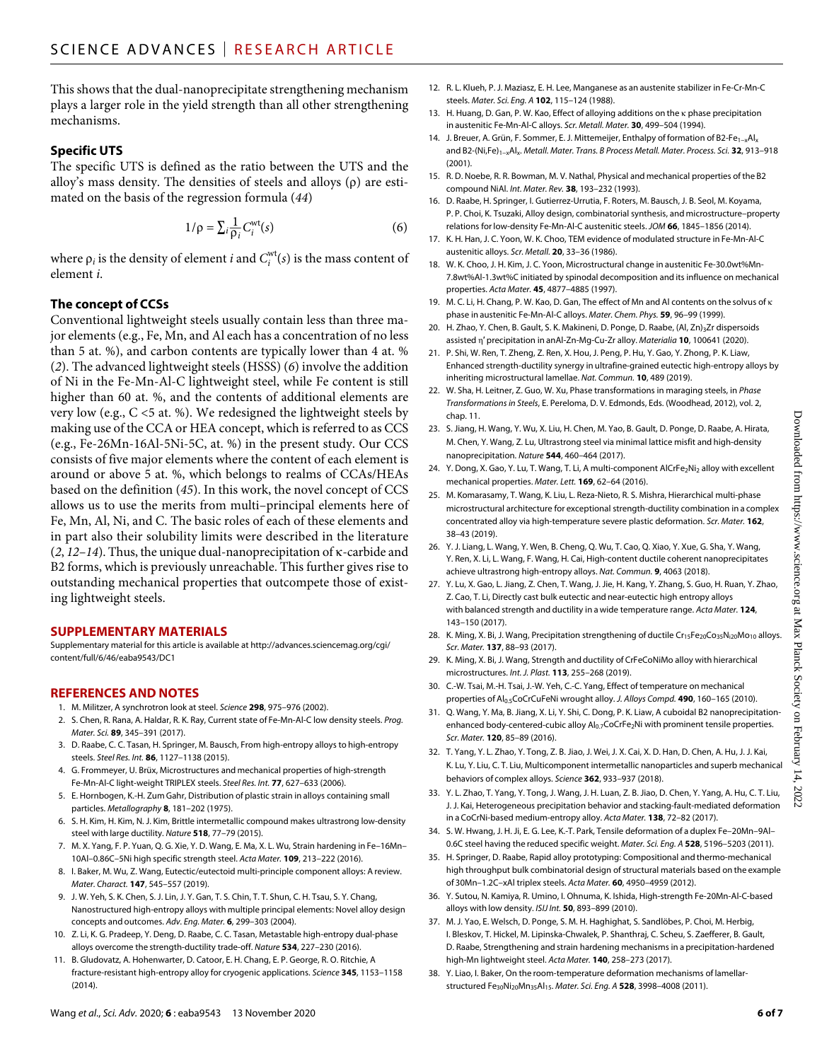This shows that the dual-nanoprecipitate strengthening mechanism plays a larger role in the yield strength than all other strengthening mechanisms.

### Specific UTS

The specific UTS is defined as the ratio between the UTS and the alloy's mass density. The densities of steels and alloys (ρ) are estimated on the basis of the regression formula (44)

$$1/\rho = \sum_i \frac{1}{\rho_i} C_i^{\mathrm{wt}}(s) \tag{6}$$

where $\rho_i$ is the density of element *i* and $C_i^{\mathrm{wt}}(s)$ is the mass content of element *i*.

### The concept of CCSs

Conventional lightweight steels usually contain less than three major elements (e.g., Fe, Mn, and Al each has a concentration of no less than 5 at. %), and carbon contents are typically lower than 4 at. % (2). The advanced lightweight steels (HSSS) (6) involve the addition of Ni in the Fe-Mn-Al-C lightweight steel, while Fe content is still higher than 60 at. %, and the contents of additional elements are very low (e.g., C <5 at. %). We redesigned the lightweight steels by making use of the CCA or HEA concept, which is referred to as CCS (e.g., Fe-26Mn-16Al-5Ni-5C, at. %) in the present study. Our CCS consists of five major elements where the content of each element is around or above 5 at. %, which belongs to realms of CCAs/HEAs based on the definition (45). In this work, the novel concept of CCS allows us to use the merits from multi–principal elements here of Fe, Mn, Al, Ni, and C. The basic roles of each of these elements and in part also their solubility limits were described in the literature (2, 12–14). Thus, the unique dual-nanoprecipitation of κ-carbide and B2 forms, which is previously unreachable. This further gives rise to outstanding mechanical properties that outcompete those of existing lightweight steels.

## SUPPLEMENTARY MATERIALS

Supplementary material for this article is available at http://advances.sciencemag.org/cgi/content/full/6/46/eaba9543/DC1

## REFERENCES AND NOTES

1. M. Militzer, A synchrotron look at steel. *Science* **298**, 975–976 (2002).
2. S. Chen, R. Rana, A. Haldar, R. K. Ray, Current state of Fe-Mn-Al-C low density steels. *Prog. Mater. Sci.* **89**, 345–391 (2017).
3. D. Raabe, C. C. Tasan, H. Springer, M. Bausch, From high-entropy alloys to high-entropy steels. *Steel Res. Int.* **86**, 1127–1138 (2015).
4. G. Frommeyer, U. Brüx, Microstructures and mechanical properties of high-strength Fe-Mn-Al-C light-weight TRIPLEX steels. *Steel Res. Int.* **77**, 627–633 (2006).
5. E. Hornbogen, K.-H. Zum Gahr, Distribution of plastic strain in alloys containing small particles. *Metallography* **8**, 181–202 (1975).
6. S. H. Kim, H. Kim, N. J. Kim, Brittle intermetallic compound makes ultrastrong low-density steel with large ductility. *Nature* **518**, 77–79 (2015).
7. M. X. Yang, F. P. Yuan, Q. G. Xie, Y. D. Wang, E. Ma, X. L. Wu, Strain hardening in Fe–16Mn–10Al–0.86C–5Ni high specific strength steel. *Acta Mater.* **109**, 213–222 (2016).
8. I. Baker, M. Wu, Z. Wang, Eutectic/eutectoid multi-principle component alloys: A review. *Mater. Charact.* **147**, 545–557 (2019).
9. J. W. Yeh, S. K. Chen, S. J. Lin, J. Y. Gan, T. S. Chin, T. T. Shun, C. H. Tsau, S. Y. Chang, Nanostructured high-entropy alloys with multiple principal elements: Novel alloy design concepts and outcomes. *Adv. Eng. Mater.* **6**, 299–303 (2004).
10. Z. Li, K. G. Pradeep, Y. Deng, D. Raabe, C. C. Tasan, Metastable high-entropy dual-phase alloys overcome the strength-ductility trade-off. *Nature* **534**, 227–230 (2016).
11. B. Gludovatz, A. Hohenwarter, D. Catoor, E. H. Chang, E. P. George, R. O. Ritchie, A fracture-resistant high-entropy alloy for cryogenic applications. *Science* **345**, 1153–1158 (2014).
12. R. L. Klueh, P. J. Maziasz, E. H. Lee, Manganese as an austenite stabilizer in Fe-Cr-Mn-C steels. *Mater. Sci. Eng. A* **102**, 115–124 (1988).
13. H. Huang, D. Gan, P. W. Kao, Effect of alloying additions on the κ phase precipitation in austenitic Fe-Mn-Al-C alloys. *Scr. Metall. Mater.* **30**, 499–504 (1994).
14. J. Breuer, A. Grün, F. Sommer, E. J. Mittemeijer, Enthalpy of formation of B2-$Fe_{1-x}Al_x$ and B2-$(Ni,Fe)_{1-x}Al_x$. *Metall. Mater. Trans. B Process Metall. Mater. Process. Sci.* **32**, 913–918 (2001).
15. R. D. Noebe, R. R. Bowman, M. V. Nathal, Physical and mechanical properties of the B2 compound NiAl. *Int. Mater. Rev.* **38**, 193–232 (1993).
16. D. Raabe, H. Springer, I. Gutierrez-Urrutia, F. Roters, M. Bausch, J. B. Seol, M. Koyama, P. P. Choi, K. Tsuzaki, Alloy design, combinatorial synthesis, and microstructure–property relations for low-density Fe-Mn-Al-C austenitic steels. *JOM* **66**, 1845–1856 (2014).
17. K. H. Han, J. C. Yoon, W. K. Choo, TEM evidence of modulated structure in Fe-Mn-Al-C austenitic alloys. *Scr. Metall.* **20**, 33–36 (1986).
18. W. K. Choo, J. H. Kim, J. C. Yoon, Microstructural change in austenitic Fe-30.0wt%Mn-7.8wt%Al-1.3wt%C initiated by spinodal decomposition and its influence on mechanical properties. *Acta Mater.* **45**, 4877–4885 (1997).
19. M. C. Li, H. Chang, P. W. Kao, D. Gan, The effect of Mn and Al contents on the solvus of κ phase in austenitic Fe-Mn-Al-C alloys. *Mater. Chem. Phys.* **59**, 96–99 (1999).
20. H. Zhao, Y. Chen, B. Gault, S. K. Makineni, D. Ponge, D. Raabe, $(Al, Zn)_3Zr$ dispersoids assisted η′ precipitation in anAl-Zn-Mg-Cu-Zr alloy. *Materialia* **10**, 100641 (2020).
21. P. Shi, W. Ren, T. Zheng, Z. Ren, X. Hou, J. Peng, P. Hu, Y. Gao, Y. Zhong, P. K. Liaw, Enhanced strength-ductility synergy in ultrafine-grained eutectic high-entropy alloys by inheriting microstructural lamellae. *Nat. Commun.* **10**, 489 (2019).
22. W. Sha, H. Leitner, Z. Guo, W. Xu, Phase transformations in maraging steels, in *Phase Transformations in Steels*, E. Pereloma, D. V. Edmonds, Eds. (Woodhead, 2012), vol. 2, chap. 11.
23. S. Jiang, H. Wang, Y. Wu, X. Liu, H. Chen, M. Yao, B. Gault, D. Ponge, D. Raabe, A. Hirata, M. Chen, Y. Wang, Z. Lu, Ultrastrong steel via minimal lattice misfit and high-density nanoprecipitation. *Nature* **544**, 460–464 (2017).
24. Y. Dong, X. Gao, Y. Lu, T. Wang, T. Li, A multi-component $AlCrFe_2Ni_2$ alloy with excellent mechanical properties. *Mater. Lett.* **169**, 62–64 (2016).
25. M. Komarasamy, T. Wang, K. Liu, L. Reza-Nieto, R. S. Mishra, Hierarchical multi-phase microstructural architecture for exceptional strength-ductility combination in a complex concentrated alloy via high-temperature severe plastic deformation. *Scr. Mater.* **162**, 38–43 (2019).
26. Y. J. Liang, L. Wang, Y. Wen, B. Cheng, Q. Wu, T. Cao, Q. Xiao, Y. Xue, G. Sha, Y. Wang, Y. Ren, X. Li, L. Wang, F. Wang, H. Cai, High-content ductile coherent nanoprecipitates achieve ultrastrong high-entropy alloys. *Nat. Commun.* **9**, 4063 (2018).
27. Y. Lu, X. Gao, L. Jiang, Z. Chen, T. Wang, J. Jie, H. Kang, Y. Zhang, S. Guo, H. Ruan, Y. Zhao, Z. Cao, T. Li, Directly cast bulk eutectic and near-eutectic high entropy alloys with balanced strength and ductility in a wide temperature range. *Acta Mater.* **124**, 143–150 (2017).
28. K. Ming, X. Bi, J. Wang, Precipitation strengthening of ductile $Cr_{15}Fe_{20}Co_{35}Ni_{20}Mo_{10}$ alloys. *Scr. Mater.* **137**, 88–93 (2017).
29. K. Ming, X. Bi, J. Wang, Strength and ductility of CrFeCoNiMo alloy with hierarchical microstructures. *Int. J. Plast.* **113**, 255–268 (2019).
30. C.-W. Tsai, M.-H. Tsai, J.-W. Yeh, C.-C. Yang, Effect of temperature on mechanical properties of $Al_{0.5}CoCrCuFeNi$ wrought alloy. *J. Alloys Compd.* **490**, 160–165 (2010).
31. Q. Wang, Y. Ma, B. Jiang, X. Li, Y. Shi, C. Dong, P. K. Liaw, A cuboidal B2 nanoprecipitation-enhanced body-centered-cubic alloy $Al_{0.7}CoCrFe_2Ni$ with prominent tensile properties. *Scr. Mater.* **120**, 85–89 (2016).
32. T. Yang, Y. L. Zhao, Y. Tong, Z. B. Jiao, J. Wei, J. X. Cai, X. D. Han, D. Chen, A. Hu, J. J. Kai, K. Lu, Y. Liu, C. T. Liu, Multicomponent intermetallic nanoparticles and superb mechanical behaviors of complex alloys. *Science* **362**, 933–937 (2018).
33. Y. L. Zhao, T. Yang, Y. Tong, J. Wang, J. H. Luan, Z. B. Jiao, D. Chen, Y. Yang, A. Hu, C. T. Liu, J. J. Kai, Heterogeneous precipitation behavior and stacking-fault-mediated deformation in a CoCrNi-based medium-entropy alloy. *Acta Mater.* **138**, 72–82 (2017).
34. S. W. Hwang, J. H. Ji, E. G. Lee, K.-T. Park, Tensile deformation of a duplex Fe–20Mn–9Al–0.6C steel having the reduced specific weight. *Mater. Sci. Eng. A* **528**, 5196–5203 (2011).
35. H. Springer, D. Raabe, Rapid alloy prototyping: Compositional and thermo-mechanical high throughput bulk combinatorial design of structural materials based on the example of 30Mn–1.2C–xAl triplex steels. *Acta Mater.* **60**, 4950–4959 (2012).
36. Y. Sutou, N. Kamiya, R. Umino, I. Ohnuma, K. Ishida, High-strength Fe-20Mn-Al-C-based alloys with low density. *ISIJ Int.* **50**, 893–899 (2010).
37. M. J. Yao, E. Welsch, D. Ponge, S. M. H. Haghighat, S. Sandlöbes, P. Choi, M. Herbig, I. Bleskov, T. Hickel, M. Lipinska-Chwalek, P. Shanthraj, C. Scheu, S. Zaefferer, B. Gault, D. Raabe, Strengthening and strain hardening mechanisms in a precipitation-hardened high-Mn lightweight steel. *Acta Mater.* **140**, 258–273 (2017).
38. Y. Liao, I. Baker, On the room-temperature deformation mechanisms of lamellar-structured $Fe_{30}Ni_{20}Mn_{35}Al_{15}$. *Mater. Sci. Eng. A* **528**, 3998–4008 (2011).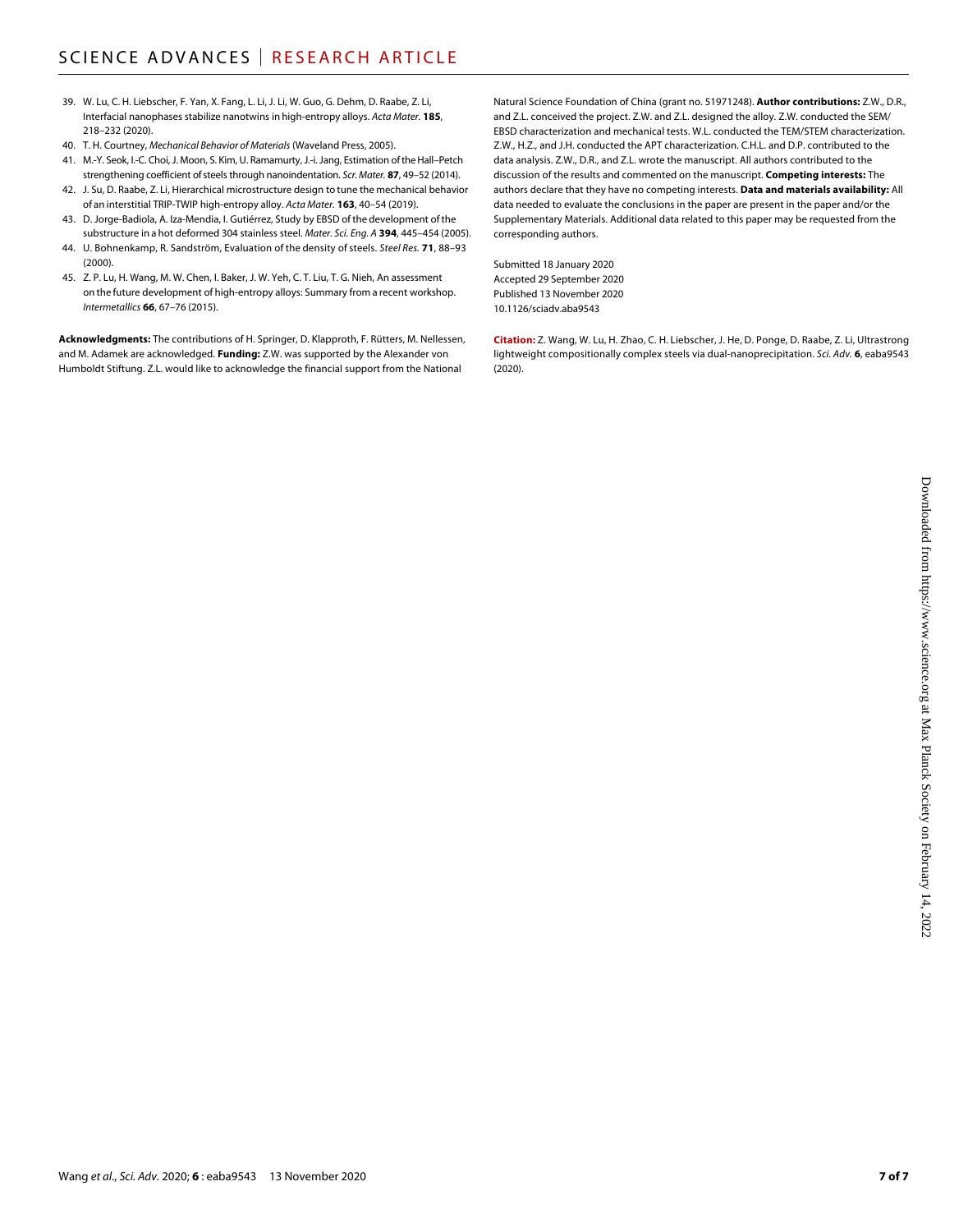39. W. Lu, C. H. Liebscher, F. Yan, X. Fang, L. Li, J. Li, W. Guo, G. Dehm, D. Raabe, Z. Li, Interfacial nanophases stabilize nanotwins in high-entropy alloys. *Acta Mater.* **185**, 218–232 (2020).
40. T. H. Courtney, *Mechanical Behavior of Materials* (Waveland Press, 2005).
41. M.-Y. Seok, I.-C. Choi, J. Moon, S. Kim, U. Ramamurty, J.-i. Jang, Estimation of the Hall–Petch strengthening coefficient of steels through nanoindentation. *Scr. Mater.* **87**, 49–52 (2014).
42. J. Su, D. Raabe, Z. Li, Hierarchical microstructure design to tune the mechanical behavior of an interstitial TRIP-TWIP high-entropy alloy. *Acta Mater.* **163**, 40–54 (2019).
43. D. Jorge-Badiola, A. Iza-Mendia, I. Gutiérrez, Study by EBSD of the development of the substructure in a hot deformed 304 stainless steel. *Mater. Sci. Eng. A* **394**, 445–454 (2005).
44. U. Bohnenkamp, R. Sandström, Evaluation of the density of steels. *Steel Res.* **71**, 88–93 (2000).
45. Z. P. Lu, H. Wang, M. W. Chen, I. Baker, J. W. Yeh, C. T. Liu, T. G. Nieh, An assessment on the future development of high-entropy alloys: Summary from a recent workshop. *Intermetallics* **66**, 67–76 (2015).

**Acknowledgments:** The contributions of H. Springer, D. Klapproth, F. Rütters, M. Nellessen, and M. Adamek are acknowledged. **Funding:** Z.W. was supported by the Alexander von Humboldt Stiftung. Z.L. would like to acknowledge the financial support from the National Natural Science Foundation of China (grant no. 51971248). **Author contributions:** Z.W., D.R., and Z.L. conceived the project. Z.W. and Z.L. designed the alloy. Z.W. conducted the SEM/EBSD characterization and mechanical tests. W.L. conducted the TEM/STEM characterization. Z.W., H.Z., and J.H. conducted the APT characterization. C.H.L. and D.P. contributed to the data analysis. Z.W., D.R., and Z.L. wrote the manuscript. All authors contributed to the discussion of the results and commented on the manuscript. **Competing interests:** The authors declare that they have no competing interests. **Data and materials availability:** All data needed to evaluate the conclusions in the paper are present in the paper and/or the Supplementary Materials. Additional data related to this paper may be requested from the corresponding authors.

Submitted 18 January 2020
Accepted 29 September 2020
Published 13 November 2020
10.1126/sciadv.aba9543

**Citation:** Z. Wang, W. Lu, H. Zhao, C. H. Liebscher, J. He, D. Ponge, D. Raabe, Z. Li, Ultrastrong lightweight compositionally complex steels via dual-nanoprecipitation. *Sci. Adv.* **6**, eaba9543 (2020).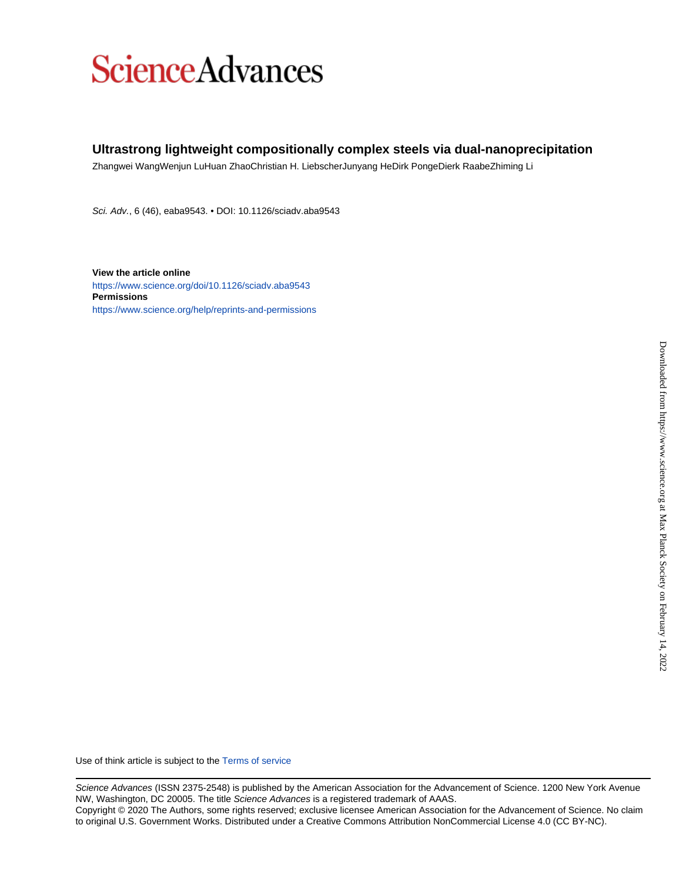# Science Advances

## Ultrastrong lightweight compositionally complex steels via dual-nanoprecipitation

Zhangwei WangWenjun LuHuan ZhaoChristian H. LiebscherJunyang HeDirk PongeDierk RaabeZhiming Li

*Sci. Adv.*, 6 (46), eaba9543. • DOI: 10.1126/sciadv.aba9543

**View the article online**
https://www.science.org/doi/10.1126/sciadv.aba9543
**Permissions**
https://www.science.org/help/reprints-and-permissions

Use of think article is subject to the Terms of service

*Science Advances* (ISSN 2375-2548) is published by the American Association for the Advancement of Science. 1200 New York Avenue NW, Washington, DC 20005. The title *Science Advances* is a registered trademark of AAAS.
Copyright © 2020 The Authors, some rights reserved; exclusive licensee American Association for the Advancement of Science. No claim to original U.S. Government Works. Distributed under a Creative Commons Attribution NonCommercial License 4.0 (CC BY-NC).